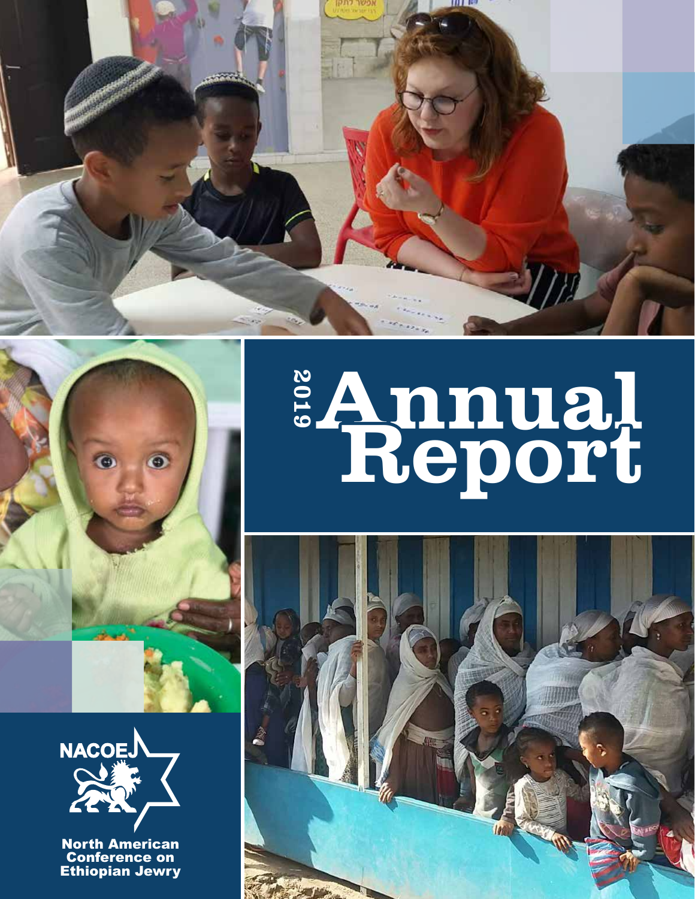# 2019 Annual Report

NACOEJ

North American Conference on Ethiopian Jewry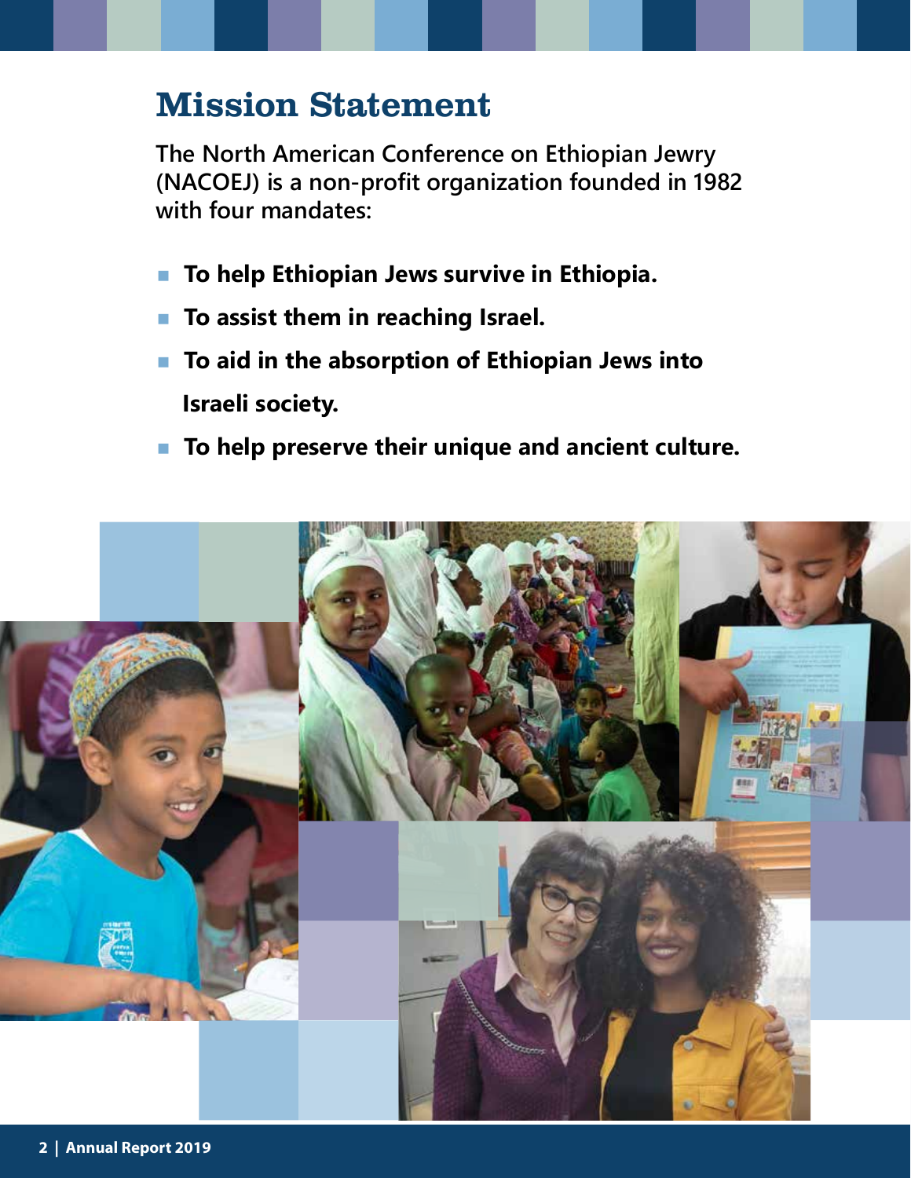# Mission Statement

**The North American Conference on Ethiopian Jewry (NACOEJ) is a non-profit organization founded in 1982 with four mandates:**

- **To help Ethiopian Jews survive in Ethiopia.**
- **To assist them in reaching Israel.**
- **To aid in the absorption of Ethiopian Jews into Israeli society.**
- **To help preserve their unique and ancient culture.**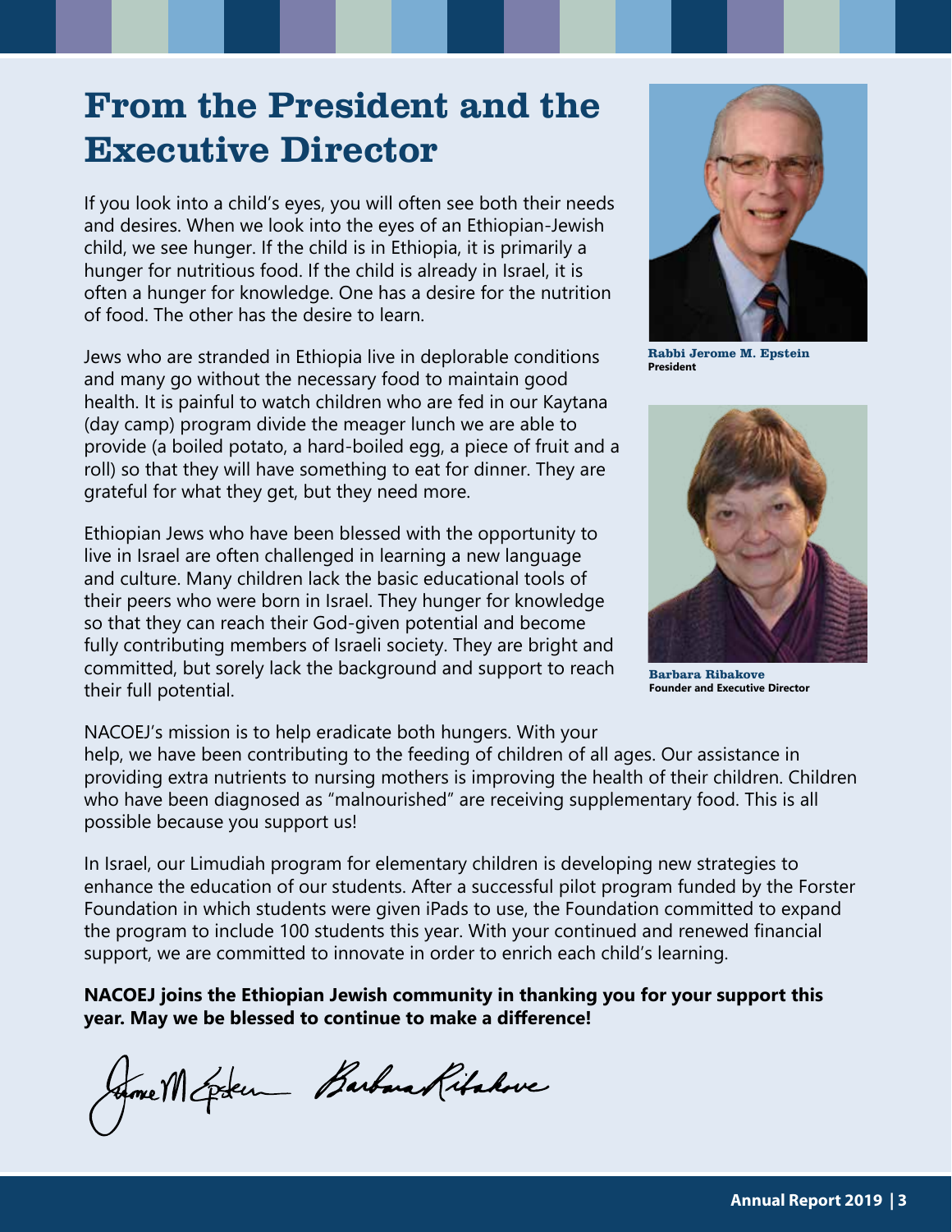# From the President and the Executive Director

If you look into a child's eyes, you will often see both their needs and desires. When we look into the eyes of an Ethiopian-Jewish child, we see hunger. If the child is in Ethiopia, it is primarily a hunger for nutritious food. If the child is already in Israel, it is often a hunger for knowledge. One has a desire for the nutrition of food. The other has the desire to learn.

Jews who are stranded in Ethiopia live in deplorable conditions and many go without the necessary food to maintain good health. It is painful to watch children who are fed in our Kaytana (day camp) program divide the meager lunch we are able to provide (a boiled potato, a hard-boiled egg, a piece of fruit and a roll) so that they will have something to eat for dinner. They are grateful for what they get, but they need more.

Ethiopian Jews who have been blessed with the opportunity to live in Israel are often challenged in learning a new language and culture. Many children lack the basic educational tools of their peers who were born in Israel. They hunger for knowledge so that they can reach their God-given potential and become fully contributing members of Israeli society. They are bright and committed, but sorely lack the background and support to reach their full potential.

**Rabbi Jerome M. Epstein**
**President**

**Barbara Ribakove**
**Founder and Executive Director**

NACOEJ's mission is to help eradicate both hungers. With your help, we have been contributing to the feeding of children of all ages. Our assistance in providing extra nutrients to nursing mothers is improving the health of their children. Children who have been diagnosed as "malnourished" are receiving supplementary food. This is all possible because you support us!

In Israel, our Limudiah program for elementary children is developing new strategies to enhance the education of our students. After a successful pilot program funded by the Forster Foundation in which students were given iPads to use, the Foundation committed to expand the program to include 100 students this year. With your continued and renewed financial support, we are committed to innovate in order to enrich each child's learning.

**NACOEJ joins the Ethiopian Jewish community in thanking you for your support this year. May we be blessed to continue to make a difference!**

Jerome M. Epstein    Barbara Ribakove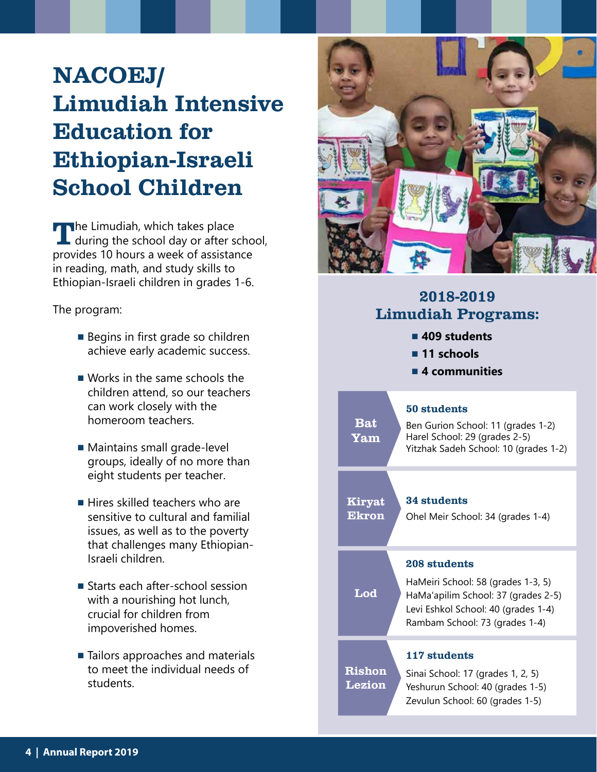# NACOEJ/ Limudiah Intensive Education for Ethiopian-Israeli School Children

The Limudiah, which takes place during the school day or after school, provides 10 hours a week of assistance in reading, math, and study skills to Ethiopian-Israeli children in grades 1-6.

The program:

- Begins in first grade so children achieve early academic success.
- Works in the same schools the children attend, so our teachers can work closely with the homeroom teachers.
- Maintains small grade-level groups, ideally of no more than eight students per teacher.
- Hires skilled teachers who are sensitive to cultural and familial issues, as well as to the poverty that challenges many Ethiopian-Israeli children.
- Starts each after-school session with a nourishing hot lunch, crucial for children from impoverished homes.
- Tailors approaches and materials to meet the individual needs of students.

## 2018-2019 Limudiah Programs:

- **409 students**
- **11 schools**
- **4 communities**

| Community | Students |
|---|---|
| **Bat Yam** | **50 students**<br>Ben Gurion School: 11 (grades 1-2)<br>Harel School: 29 (grades 2-5)<br>Yitzhak Sadeh School: 10 (grades 1-2) |
| **Kiryat Ekron** | **34 students**<br>Ohel Meir School: 34 (grades 1-4) |
| **Lod** | **208 students**<br>HaMeiri School: 58 (grades 1-3, 5)<br>HaMa'apilim School: 37 (grades 2-5)<br>Levi Eshkol School: 40 (grades 1-4)<br>Rambam School: 73 (grades 1-4) |
| **Rishon Lezion** | **117 students**<br>Sinai School: 17 (grades 1, 2, 5)<br>Yeshurun School: 40 (grades 1-5)<br>Zevulun School: 60 (grades 1-5) |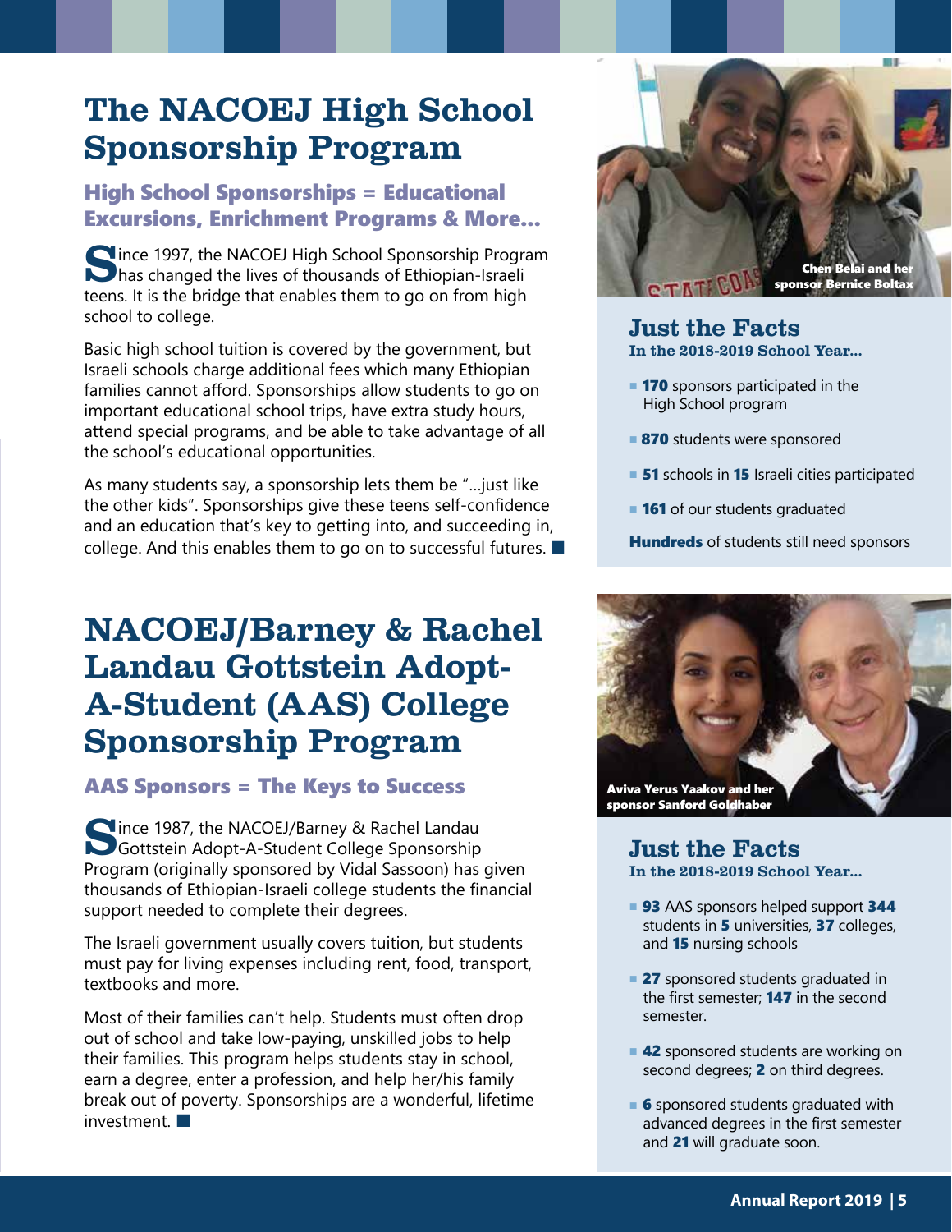# The NACOEJ High School Sponsorship Program

## High School Sponsorships = Educational Excursions, Enrichment Programs & More...

Since 1997, the NACOEJ High School Sponsorship Program has changed the lives of thousands of Ethiopian-Israeli teens. It is the bridge that enables them to go on from high school to college.

Basic high school tuition is covered by the government, but Israeli schools charge additional fees which many Ethiopian families cannot afford. Sponsorships allow students to go on important educational school trips, have extra study hours, attend special programs, and be able to take advantage of all the school's educational opportunities.

As many students say, a sponsorship lets them be "...just like the other kids". Sponsorships give these teens self-confidence and an education that's key to getting into, and succeeding in, college. And this enables them to go on to successful futures. ■

Chen Belai and her sponsor Bernice Boltax

### Just the Facts

**In the 2018-2019 School Year...**

- **170** sponsors participated in the High School program
- **870** students were sponsored
- **51** schools in **15** Israeli cities participated
- **161** of our students graduated

**Hundreds** of students still need sponsors

# NACOEJ/Barney & Rachel Landau Gottstein Adopt-A-Student (AAS) College Sponsorship Program

## AAS Sponsors = The Keys to Success

Since 1987, the NACOEJ/Barney & Rachel Landau Gottstein Adopt-A-Student College Sponsorship Program (originally sponsored by Vidal Sassoon) has given thousands of Ethiopian-Israeli college students the financial support needed to complete their degrees.

The Israeli government usually covers tuition, but students must pay for living expenses including rent, food, transport, textbooks and more.

Most of their families can't help. Students must often drop out of school and take low-paying, unskilled jobs to help their families. This program helps students stay in school, earn a degree, enter a profession, and help her/his family break out of poverty. Sponsorships are a wonderful, lifetime investment. ■

Aviva Yerus Yaakov and her sponsor Sanford Goldhaber

### Just the Facts

**In the 2018-2019 School Year...**

- **93** AAS sponsors helped support **344** students in **5** universities, **37** colleges, and **15** nursing schools
- **27** sponsored students graduated in the first semester; **147** in the second semester.
- **42** sponsored students are working on second degrees; **2** on third degrees.
- **6** sponsored students graduated with advanced degrees in the first semester and **21** will graduate soon.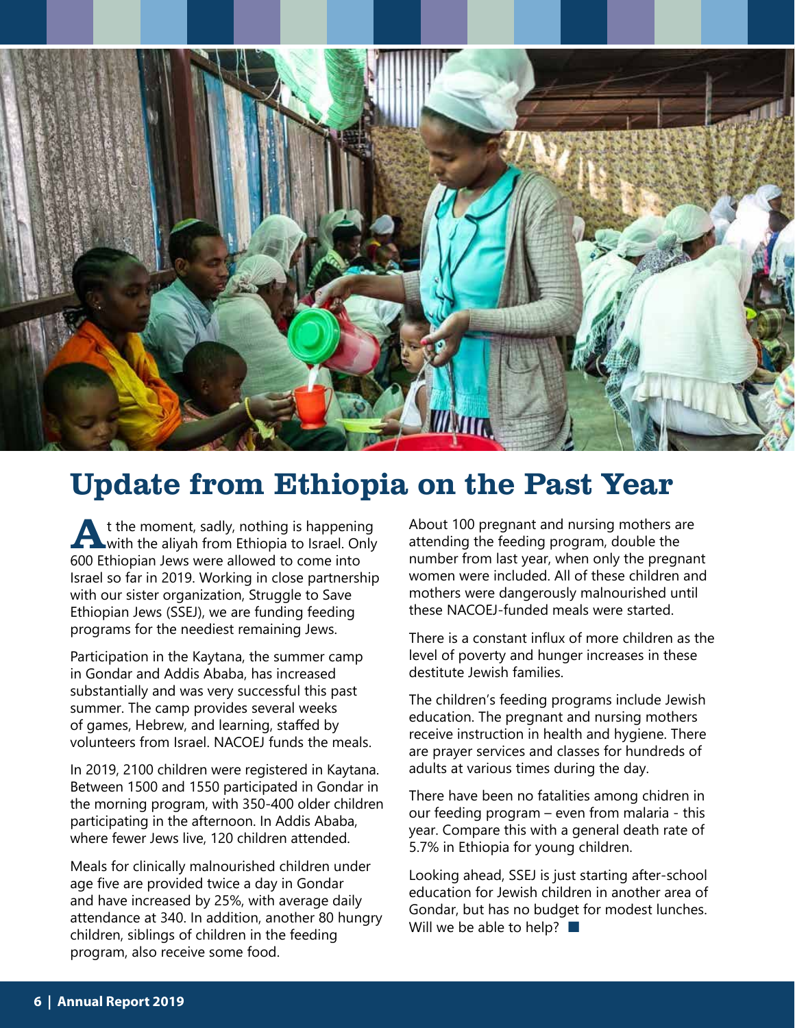# Update from Ethiopia on the Past Year

At the moment, sadly, nothing is happening with the aliyah from Ethiopia to Israel. Only 600 Ethiopian Jews were allowed to come into Israel so far in 2019. Working in close partnership with our sister organization, Struggle to Save Ethiopian Jews (SSEJ), we are funding feeding programs for the neediest remaining Jews.

Participation in the Kaytana, the summer camp in Gondar and Addis Ababa, has increased substantially and was very successful this past summer. The camp provides several weeks of games, Hebrew, and learning, staffed by volunteers from Israel. NACOEJ funds the meals.

In 2019, 2100 children were registered in Kaytana. Between 1500 and 1550 participated in Gondar in the morning program, with 350-400 older children participating in the afternoon. In Addis Ababa, where fewer Jews live, 120 children attended.

Meals for clinically malnourished children under age five are provided twice a day in Gondar and have increased by 25%, with average daily attendance at 340. In addition, another 80 hungry children, siblings of children in the feeding program, also receive some food.

About 100 pregnant and nursing mothers are attending the feeding program, double the number from last year, when only the pregnant women were included. All of these children and mothers were dangerously malnourished until these NACOEJ-funded meals were started.

There is a constant influx of more children as the level of poverty and hunger increases in these destitute Jewish families.

The children's feeding programs include Jewish education. The pregnant and nursing mothers receive instruction in health and hygiene. There are prayer services and classes for hundreds of adults at various times during the day.

There have been no fatalities among chidren in our feeding program – even from malaria - this year. Compare this with a general death rate of 5.7% in Ethiopia for young children.

Looking ahead, SSEJ is just starting after-school education for Jewish children in another area of Gondar, but has no budget for modest lunches. Will we be able to help? ■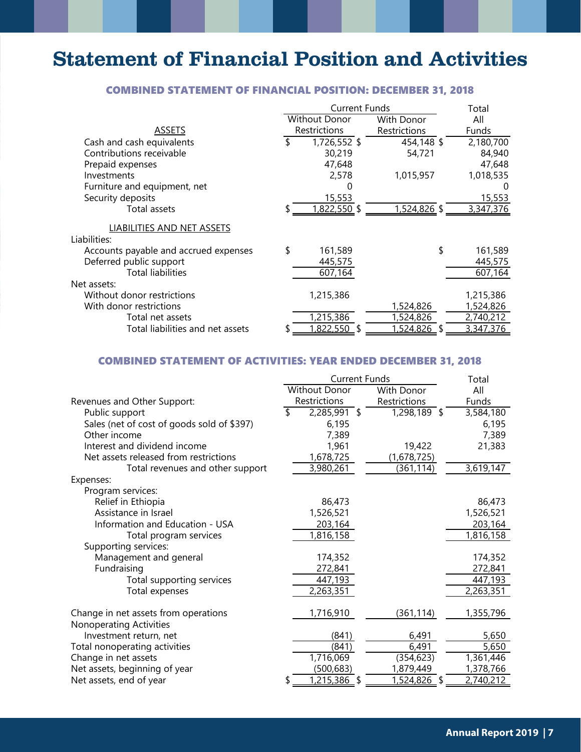# Statement of Financial Position and Activities

## COMBINED STATEMENT OF FINANCIAL POSITION: DECEMBER 31, 2018

| | Current Funds | | Total |
|---|---|---|---|
| ASSETS | Without Donor Restrictions | With Donor Restrictions | All Funds |
| Cash and cash equivalents | $ 1,726,552 | $ 454,148 | $ 2,180,700 |
| Contributions receivable | 30,219 | 54,721 | 84,940 |
| Prepaid expenses | 47,648 | | 47,648 |
| Investments | 2,578 | 1,015,957 | 1,018,535 |
| Furniture and equipment, net | 0 | | 0 |
| Security deposits | 15,553 | | 15,553 |
| Total assets | $ 1,822,550 | $ 1,524,826 | $ 3,347,376 |
| LIABILITIES AND NET ASSETS | | | |
| Liabilities: | | | |
| Accounts payable and accrued expenses | $ 161,589 | | $ 161,589 |
| Deferred public support | 445,575 | | 445,575 |
| Total liabilities | 607,164 | | 607,164 |
| Net assets: | | | |
| Without donor restrictions | 1,215,386 | | 1,215,386 |
| With donor restrictions | | 1,524,826 | 1,524,826 |
| Total net assets | 1,215,386 | 1,524,826 | 2,740,212 |
| Total liabilities and net assets | $ 1,822,550 | $ 1,524,826 | $ 3,347,376 |

## COMBINED STATEMENT OF ACTIVITIES: YEAR ENDED DECEMBER 31, 2018

| | Current Funds | | Total |
|---|---|---|---|
| Revenues and Other Support: | Without Donor Restrictions | With Donor Restrictions | All Funds |
| Public support | $ 2,285,991 | $ 1,298,189 | $ 3,584,180 |
| Sales (net of cost of goods sold of $397) | 6,195 | | 6,195 |
| Other income | 7,389 | | 7,389 |
| Interest and dividend income | 1,961 | 19,422 | 21,383 |
| Net assets released from restrictions | 1,678,725 | (1,678,725) | |
| Total revenues and other support | 3,980,261 | (361,114) | 3,619,147 |
| Expenses: | | | |
| Program services: | | | |
| Relief in Ethiopia | 86,473 | | 86,473 |
| Assistance in Israel | 1,526,521 | | 1,526,521 |
| Information and Education - USA | 203,164 | | 203,164 |
| Total program services | 1,816,158 | | 1,816,158 |
| Supporting services: | | | |
| Management and general | 174,352 | | 174,352 |
| Fundraising | 272,841 | | 272,841 |
| Total supporting services | 447,193 | | 447,193 |
| Total expenses | 2,263,351 | | 2,263,351 |
| Change in net assets from operations | 1,716,910 | (361,114) | 1,355,796 |
| Nonoperating Activities | | | |
| Investment return, net | (841) | 6,491 | 5,650 |
| Total nonoperating activities | (841) | 6,491 | 5,650 |
| Change in net assets | 1,716,069 | (354,623) | 1,361,446 |
| Net assets, beginning of year | (500,683) | 1,879,449 | 1,378,766 |
| Net assets, end of year | $ 1,215,386 | $ 1,524,826 | $ 2,740,212 |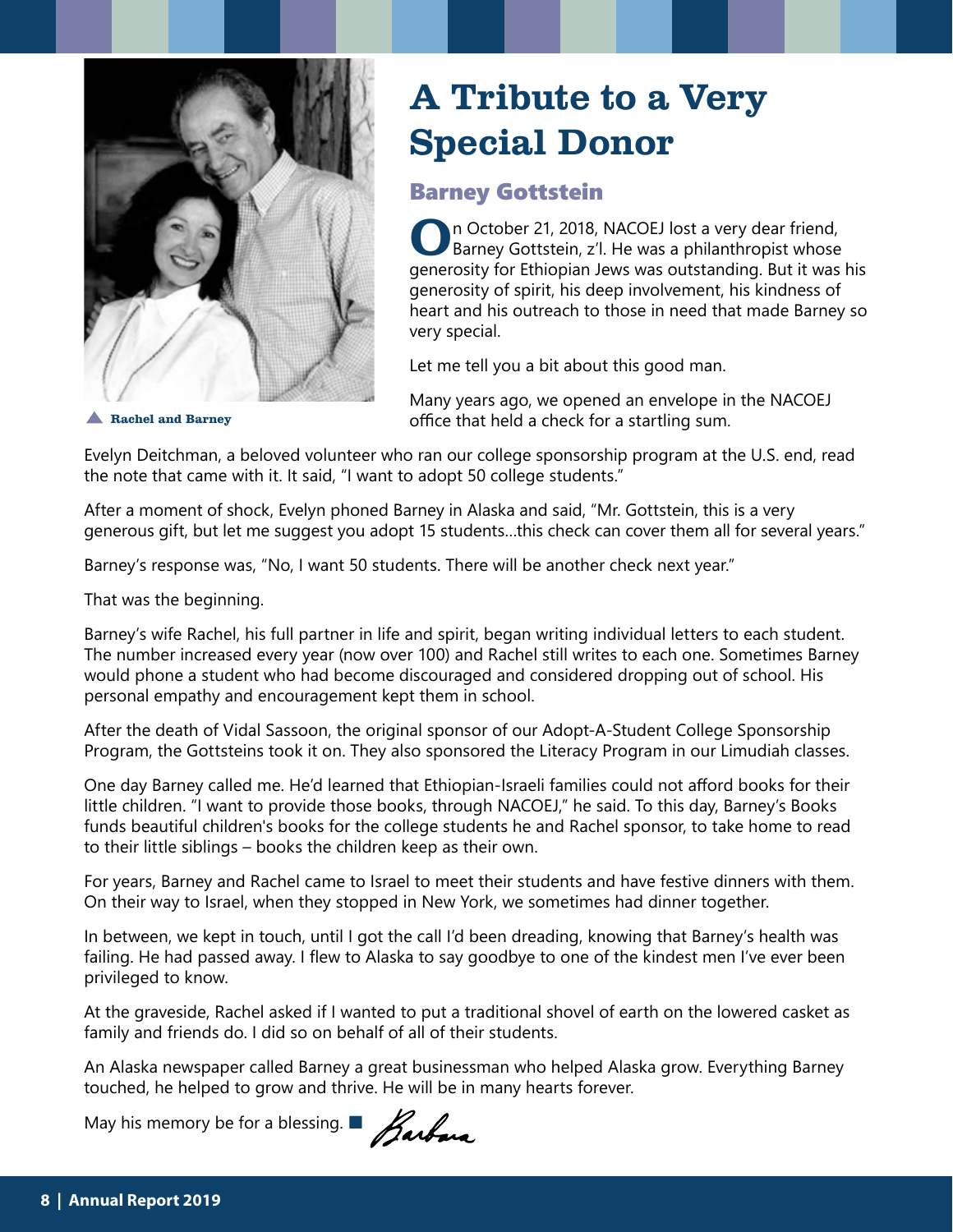# A Tribute to a Very Special Donor

## Barney Gottstein

On October 21, 2018, NACOEJ lost a very dear friend, Barney Gottstein, z'l. He was a philanthropist whose generosity for Ethiopian Jews was outstanding. But it was his generosity of spirit, his deep involvement, his kindness of heart and his outreach to those in need that made Barney so very special.

Let me tell you a bit about this good man.

Many years ago, we opened an envelope in the NACOEJ office that held a check for a startling sum.

Rachel and Barney

Evelyn Deitchman, a beloved volunteer who ran our college sponsorship program at the U.S. end, read the note that came with it. It said, "I want to adopt 50 college students."

After a moment of shock, Evelyn phoned Barney in Alaska and said, "Mr. Gottstein, this is a very generous gift, but let me suggest you adopt 15 students...this check can cover them all for several years."

Barney's response was, "No, I want 50 students. There will be another check next year."

That was the beginning.

Barney's wife Rachel, his full partner in life and spirit, began writing individual letters to each student. The number increased every year (now over 100) and Rachel still writes to each one. Sometimes Barney would phone a student who had become discouraged and considered dropping out of school. His personal empathy and encouragement kept them in school.

After the death of Vidal Sassoon, the original sponsor of our Adopt-A-Student College Sponsorship Program, the Gottsteins took it on. They also sponsored the Literacy Program in our Limudiah classes.

One day Barney called me. He'd learned that Ethiopian-Israeli families could not afford books for their little children. "I want to provide those books, through NACOEJ," he said. To this day, Barney's Books funds beautiful children's books for the college students he and Rachel sponsor, to take home to read to their little siblings – books the children keep as their own.

For years, Barney and Rachel came to Israel to meet their students and have festive dinners with them. On their way to Israel, when they stopped in New York, we sometimes had dinner together.

In between, we kept in touch, until I got the call I'd been dreading, knowing that Barney's health was failing. He had passed away. I flew to Alaska to say goodbye to one of the kindest men I've ever been privileged to know.

At the graveside, Rachel asked if I wanted to put a traditional shovel of earth on the lowered casket as family and friends do. I did so on behalf of all of their students.

An Alaska newspaper called Barney a great businessman who helped Alaska grow. Everything Barney touched, he helped to grow and thrive. He will be in many hearts forever.

May his memory be for a blessing. ■ *Barbara*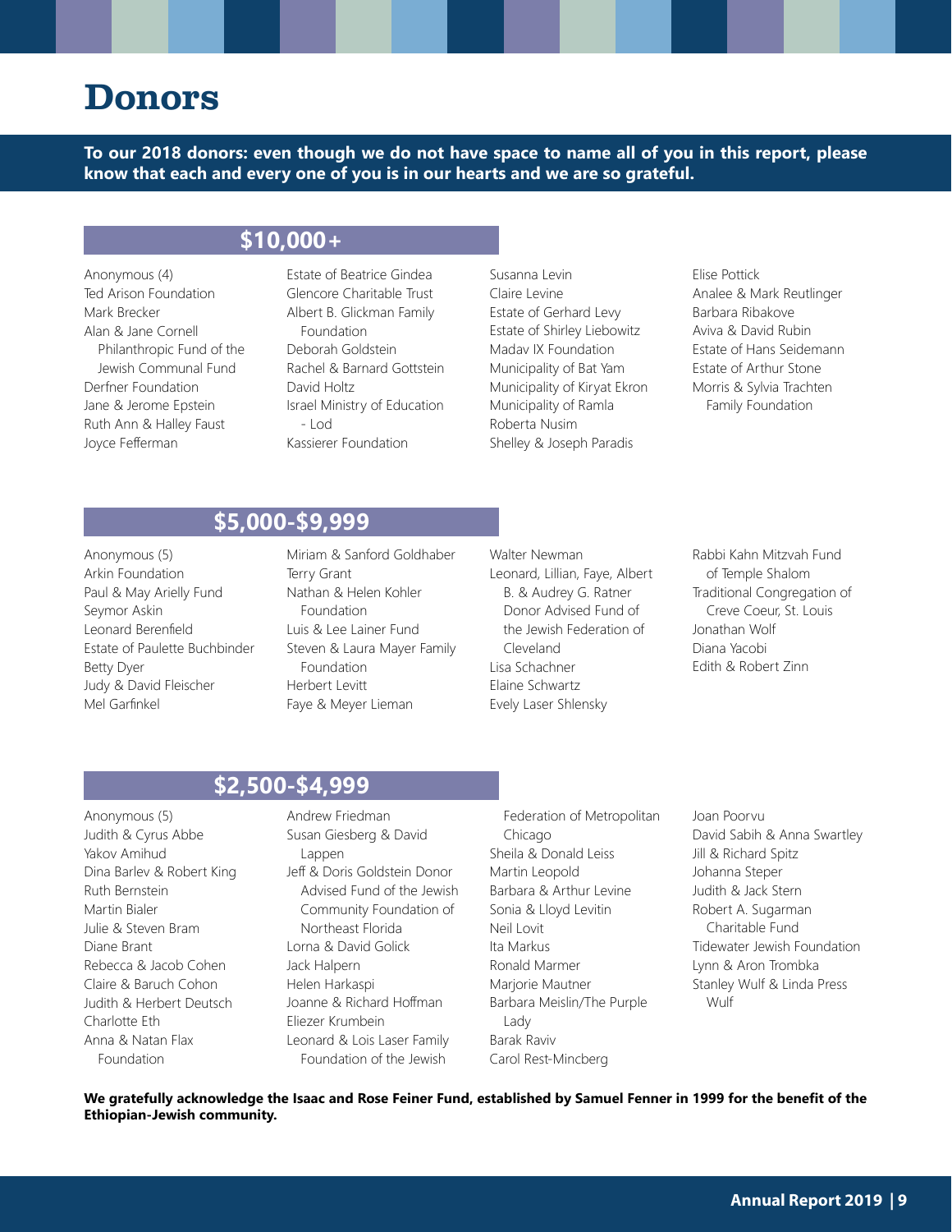# Donors

**To our 2018 donors: even though we do not have space to name all of you in this report, please know that each and every one of you is in our hearts and we are so grateful.**

## $10,000+

Anonymous (4)
Ted Arison Foundation
Mark Brecker
Alan & Jane Cornell Philanthropic Fund of the Jewish Communal Fund
Derfner Foundation
Jane & Jerome Epstein
Ruth Ann & Halley Faust
Joyce Fefferman
Estate of Beatrice Gindea
Glencore Charitable Trust
Albert B. Glickman Family Foundation
Deborah Goldstein
Rachel & Barnard Gottstein
David Holtz
Israel Ministry of Education - Lod
Kassierer Foundation
Susanna Levin
Claire Levine
Estate of Gerhard Levy
Estate of Shirley Liebowitz
Madav IX Foundation
Municipality of Bat Yam
Municipality of Kiryat Ekron
Municipality of Ramla
Roberta Nusim
Shelley & Joseph Paradis
Elise Pottick
Analee & Mark Reutlinger
Barbara Ribakove
Aviva & David Rubin
Estate of Hans Seidemann
Estate of Arthur Stone
Morris & Sylvia Trachten Family Foundation

## $5,000-$9,999

Anonymous (5)
Arkin Foundation
Paul & May Arielly Fund
Seymor Askin
Leonard Berenfield
Estate of Paulette Buchbinder
Betty Dyer
Judy & David Fleischer
Mel Garfinkel
Miriam & Sanford Goldhaber
Terry Grant
Nathan & Helen Kohler Foundation
Luis & Lee Lainer Fund
Steven & Laura Mayer Family Foundation
Herbert Levitt
Faye & Meyer Lieman
Walter Newman
Leonard, Lillian, Faye, Albert B. & Audrey G. Ratner Donor Advised Fund of the Jewish Federation of Cleveland
Lisa Schachner
Elaine Schwartz
Evely Laser Shlensky
Rabbi Kahn Mitzvah Fund of Temple Shalom
Traditional Congregation of Creve Coeur, St. Louis
Jonathan Wolf
Diana Yacobi
Edith & Robert Zinn

## $2,500-$4,999

Anonymous (5)
Judith & Cyrus Abbe
Yakov Amihud
Dina Barlev & Robert King
Ruth Bernstein
Martin Bialer
Julie & Steven Bram
Diane Brant
Rebecca & Jacob Cohen
Claire & Baruch Cohon
Judith & Herbert Deutsch
Charlotte Eth
Anna & Natan Flax Foundation
Andrew Friedman
Susan Giesberg & David Lappen
Jeff & Doris Goldstein Donor Advised Fund of the Jewish Community Foundation of Northeast Florida
Lorna & David Golick
Jack Halpern
Helen Harkaspi
Joanne & Richard Hoffman
Eliezer Krumbein
Leonard & Lois Laser Family Foundation of the Jewish Federation of Metropolitan Chicago
Sheila & Donald Leiss
Martin Leopold
Barbara & Arthur Levine
Sonia & Lloyd Levitin
Neil Lovit
Ita Markus
Ronald Marmer
Marjorie Mautner
Barbara Meislin/The Purple Lady
Barak Raviv
Carol Rest-Mincberg
Joan Poorvu
David Sabih & Anna Swartley
Jill & Richard Spitz
Johanna Steper
Judith & Jack Stern
Robert A. Sugarman Charitable Fund
Tidewater Jewish Foundation
Lynn & Aron Trombka
Stanley Wulf & Linda Press Wulf

**We gratefully acknowledge the Isaac and Rose Feiner Fund, established by Samuel Fenner in 1999 for the benefit of the Ethiopian-Jewish community.**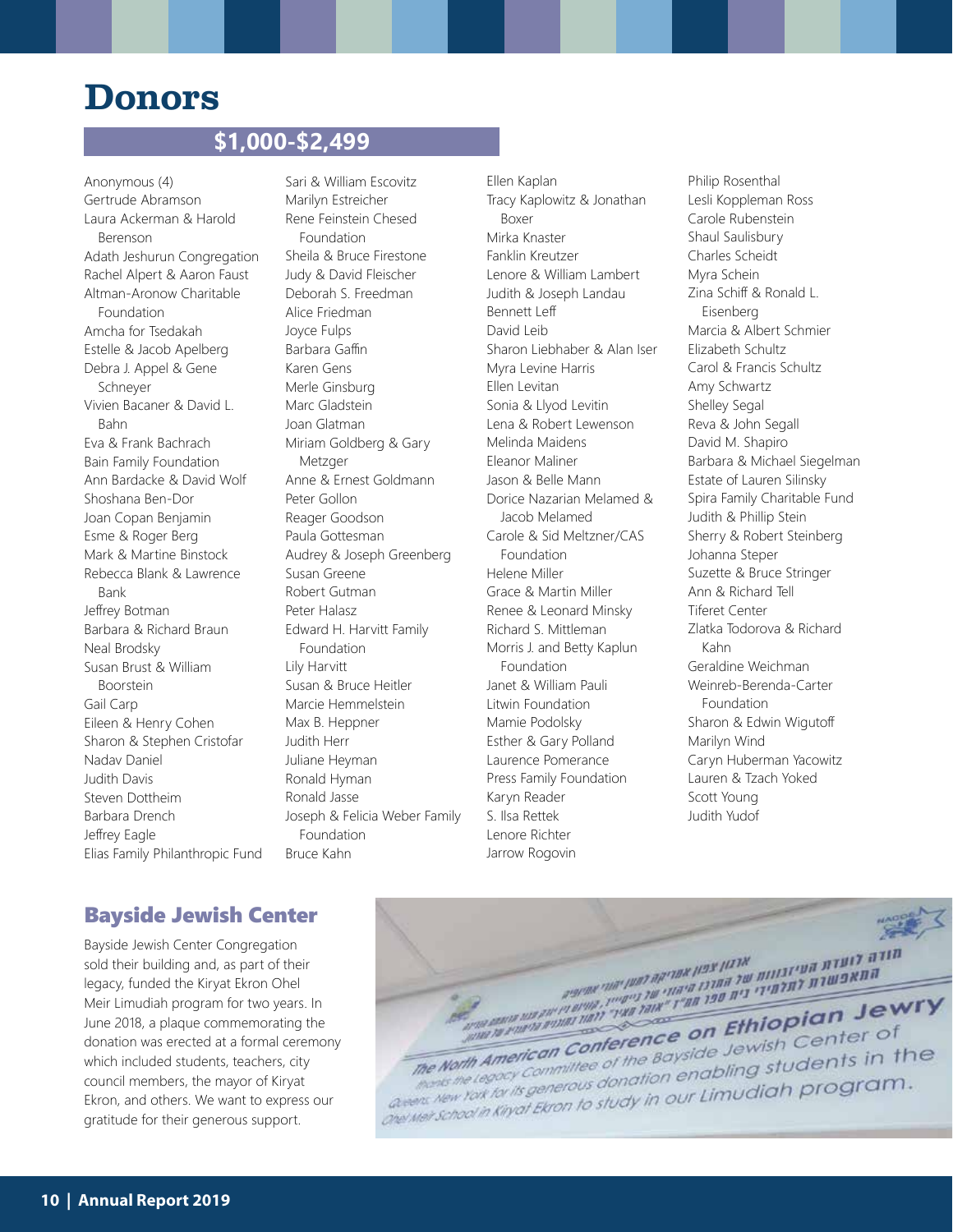# Donors

## $1,000-$2,499

Anonymous (4)
Gertrude Abramson
Laura Ackerman & Harold Berenson
Adath Jeshurun Congregation
Rachel Alpert & Aaron Faust
Altman-Aronow Charitable Foundation
Amcha for Tsedakah
Estelle & Jacob Apelberg
Debra J. Appel & Gene Schneyer
Vivien Bacaner & David L. Bahn
Eva & Frank Bachrach
Bain Family Foundation
Ann Bardacke & David Wolf
Shoshana Ben-Dor
Joan Copan Benjamin
Esme & Roger Berg
Mark & Martine Binstock
Rebecca Blank & Lawrence Bank
Jeffrey Botman
Barbara & Richard Braun
Neal Brodsky
Susan Brust & William Boorstein
Gail Carp
Eileen & Henry Cohen
Sharon & Stephen Cristofar
Nadav Daniel
Judith Davis
Steven Dottheim
Barbara Drench
Jeffrey Eagle
Elias Family Philanthropic Fund
Sari & William Escovitz
Marilyn Estreicher
Rene Feinstein Chesed Foundation
Sheila & Bruce Firestone
Judy & David Fleischer
Deborah S. Freedman
Alice Friedman
Joyce Fulps
Barbara Gaffin
Karen Gens
Merle Ginsburg
Marc Gladstein
Joan Glatman
Miriam Goldberg & Gary Metzger
Anne & Ernest Goldmann
Peter Gollon
Reager Goodson
Paula Gottesman
Audrey & Joseph Greenberg
Susan Greene
Robert Gutman
Peter Halasz
Edward H. Harvitt Family Foundation
Lily Harvitt
Susan & Bruce Heitler
Marcie Hemmelstein
Max B. Heppner
Judith Herr
Juliane Heyman
Ronald Hyman
Ronald Jasse
Joseph & Felicia Weber Family Foundation
Bruce Kahn
Ellen Kaplan
Tracy Kaplowitz & Jonathan Boxer
Mirka Knaster
Fanklin Kreutzer
Lenore & William Lambert
Judith & Joseph Landau
Bennett Leff
David Leib
Sharon Liebhaber & Alan Iser
Myra Levine Harris
Ellen Levitan
Sonia & Llyod Levitin
Lena & Robert Lewenson
Melinda Maidens
Eleanor Maliner
Jason & Belle Mann
Dorice Nazarian Melamed & Jacob Melamed
Carole & Sid Meltzner/CAS Foundation
Helene Miller
Grace & Martin Miller
Renee & Leonard Minsky
Richard S. Mittleman
Morris J. and Betty Kaplun Foundation
Janet & William Pauli
Litwin Foundation
Mamie Podolsky
Esther & Gary Polland
Laurence Pomerance
Press Family Foundation
Karyn Reader
S. Ilsa Rettek
Lenore Richter
Jarrow Rogovin
Philip Rosenthal
Lesli Koppleman Ross
Carole Rubenstein
Shaul Saulisbury
Charles Scheidt
Myra Schein
Zina Schiff & Ronald L. Eisenberg
Marcia & Albert Schmier
Elizabeth Schultz
Carol & Francis Schultz
Amy Schwartz
Shelley Segal
Reva & John Segall
David M. Shapiro
Barbara & Michael Siegelman
Estate of Lauren Silinsky
Spira Family Charitable Fund
Judith & Phillip Stein
Sherry & Robert Steinberg
Johanna Steper
Suzette & Bruce Stringer
Ann & Richard Tell
Tiferet Center
Zlatka Todorova & Richard Kahn
Geraldine Weichman
Weinreb-Berenda-Carter Foundation
Sharon & Edwin Wigutoff
Marilyn Wind
Caryn Huberman Yacowitz
Lauren & Tzach Yoked
Scott Young
Judith Yudof

## Bayside Jewish Center

Bayside Jewish Center Congregation sold their building and, as part of their legacy, funded the Kiryat Ekron Ohel Meir Limudiah program for two years. In June 2018, a plaque commemorating the donation was erected at a formal ceremony which included students, teachers, city council members, the mayor of Kiryat Ekron, and others. We want to express our gratitude for their generous support.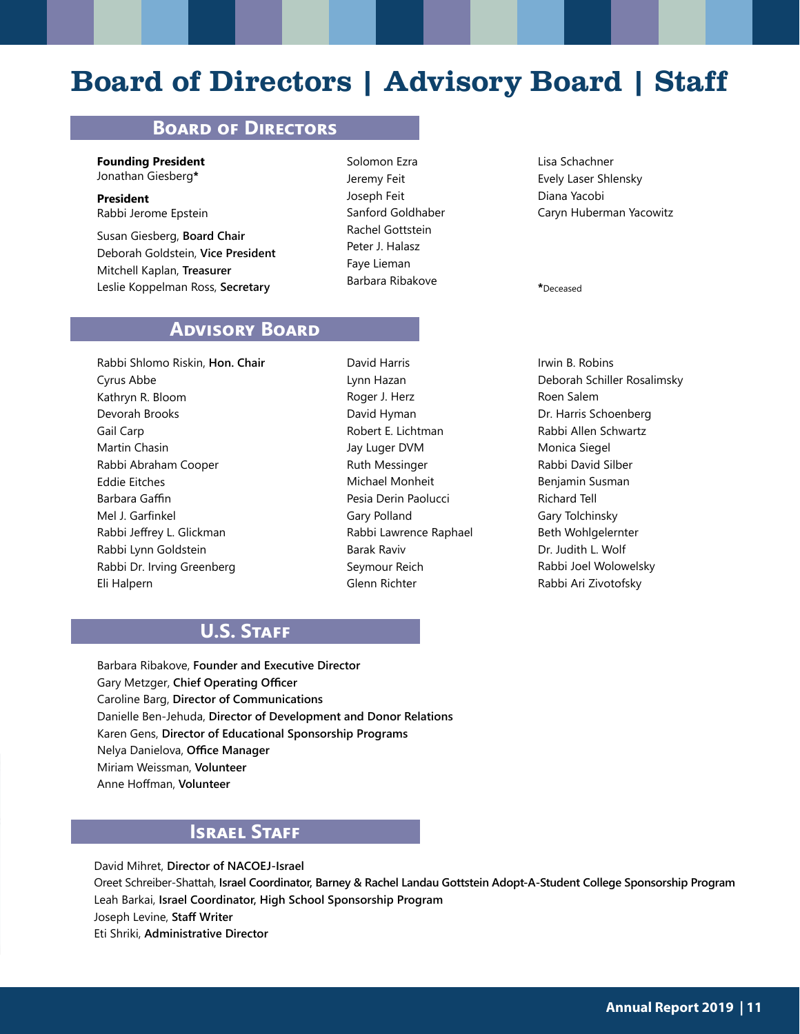# Board of Directors | Advisory Board | Staff

## Board of Directors

**Founding President**
Jonathan Giesberg*

**President**
Rabbi Jerome Epstein

Susan Giesberg, **Board Chair**
Deborah Goldstein, **Vice President**
Mitchell Kaplan, **Treasurer**
Leslie Koppelman Ross, **Secretary**

Solomon Ezra
Jeremy Feit
Joseph Feit
Sanford Goldhaber
Rachel Gottstein
Peter J. Halasz
Faye Lieman
Barbara Ribakove

Lisa Schachner
Evely Laser Shlensky
Diana Yacobi
Caryn Huberman Yacowitz

*Deceased

## Advisory Board

Rabbi Shlomo Riskin, **Hon. Chair**
Cyrus Abbe
Kathryn R. Bloom
Devorah Brooks
Gail Carp
Martin Chasin
Rabbi Abraham Cooper
Eddie Eitches
Barbara Gaffin
Mel J. Garfinkel
Rabbi Jeffrey L. Glickman
Rabbi Lynn Goldstein
Rabbi Dr. Irving Greenberg
Eli Halpern

David Harris
Lynn Hazan
Roger J. Herz
David Hyman
Robert E. Lichtman
Jay Luger DVM
Ruth Messinger
Michael Monheit
Pesia Derin Paolucci
Gary Polland
Rabbi Lawrence Raphael
Barak Raviv
Seymour Reich
Glenn Richter

Irwin B. Robins
Deborah Schiller Rosalimsky
Roen Salem
Dr. Harris Schoenberg
Rabbi Allen Schwartz
Monica Siegel
Rabbi David Silber
Benjamin Susman
Richard Tell
Gary Tolchinsky
Beth Wohlgelernter
Dr. Judith L. Wolf
Rabbi Joel Wolowelsky
Rabbi Ari Zivotofsky

## U.S. Staff

Barbara Ribakove, **Founder and Executive Director**
Gary Metzger, **Chief Operating Officer**
Caroline Barg, **Director of Communications**
Danielle Ben-Jehuda, **Director of Development and Donor Relations**
Karen Gens, **Director of Educational Sponsorship Programs**
Nelya Danielova, **Office Manager**
Miriam Weissman, **Volunteer**
Anne Hoffman, **Volunteer**

## Israel Staff

David Mihret, **Director of NACOEJ-Israel**
Oreet Schreiber-Shattah, **Israel Coordinator, Barney & Rachel Landau Gottstein Adopt-A-Student College Sponsorship Program**
Leah Barkai, **Israel Coordinator, High School Sponsorship Program**
Joseph Levine, **Staff Writer**
Eti Shriki, **Administrative Director**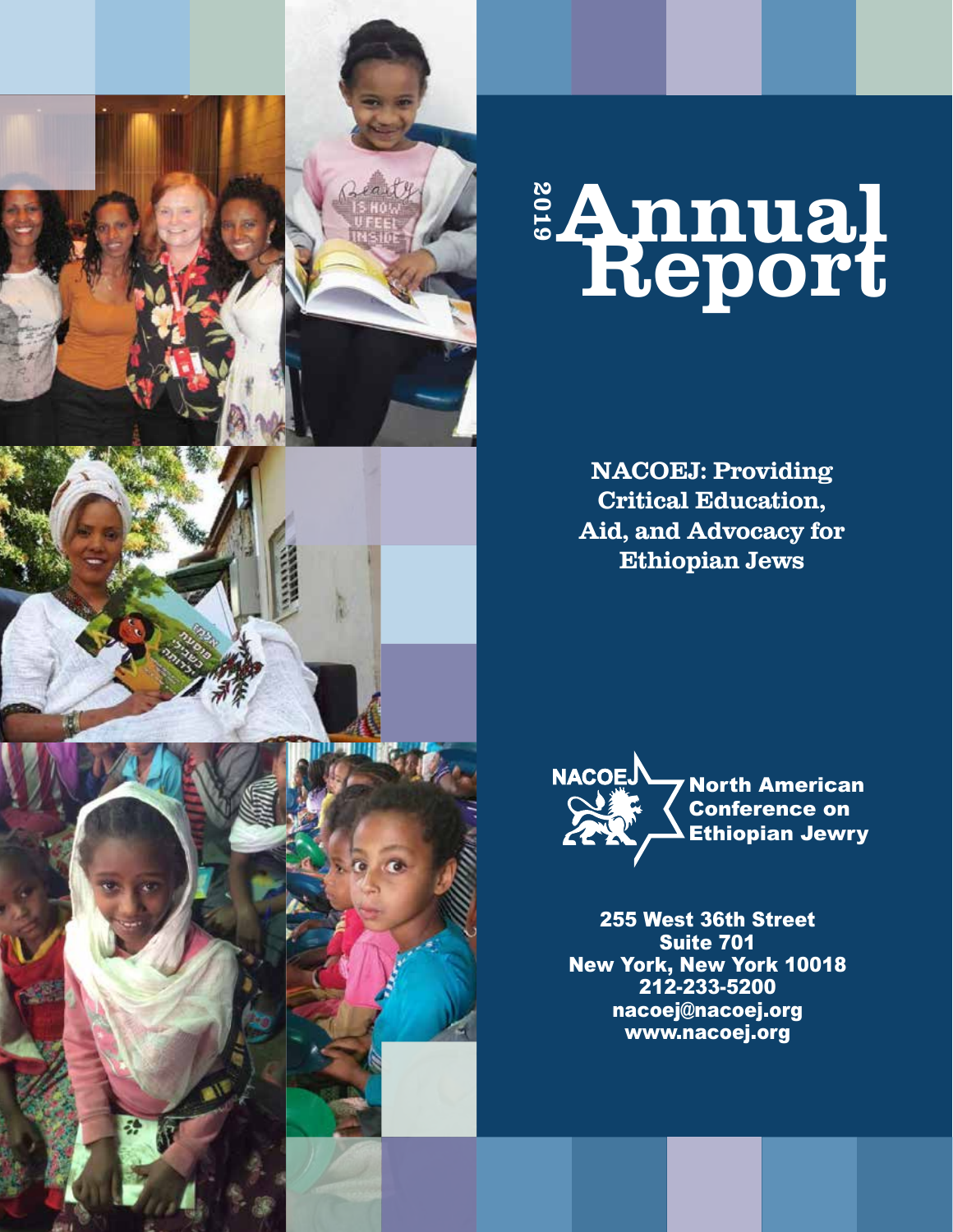# 2019 Annual Report

**NACOEJ: Providing Critical Education, Aid, and Advocacy for Ethiopian Jews**

NACOEJ

North American Conference on Ethiopian Jewry

255 West 36th Street
Suite 701
New York, New York 10018
212-233-5200
nacoej@nacoej.org
www.nacoej.org